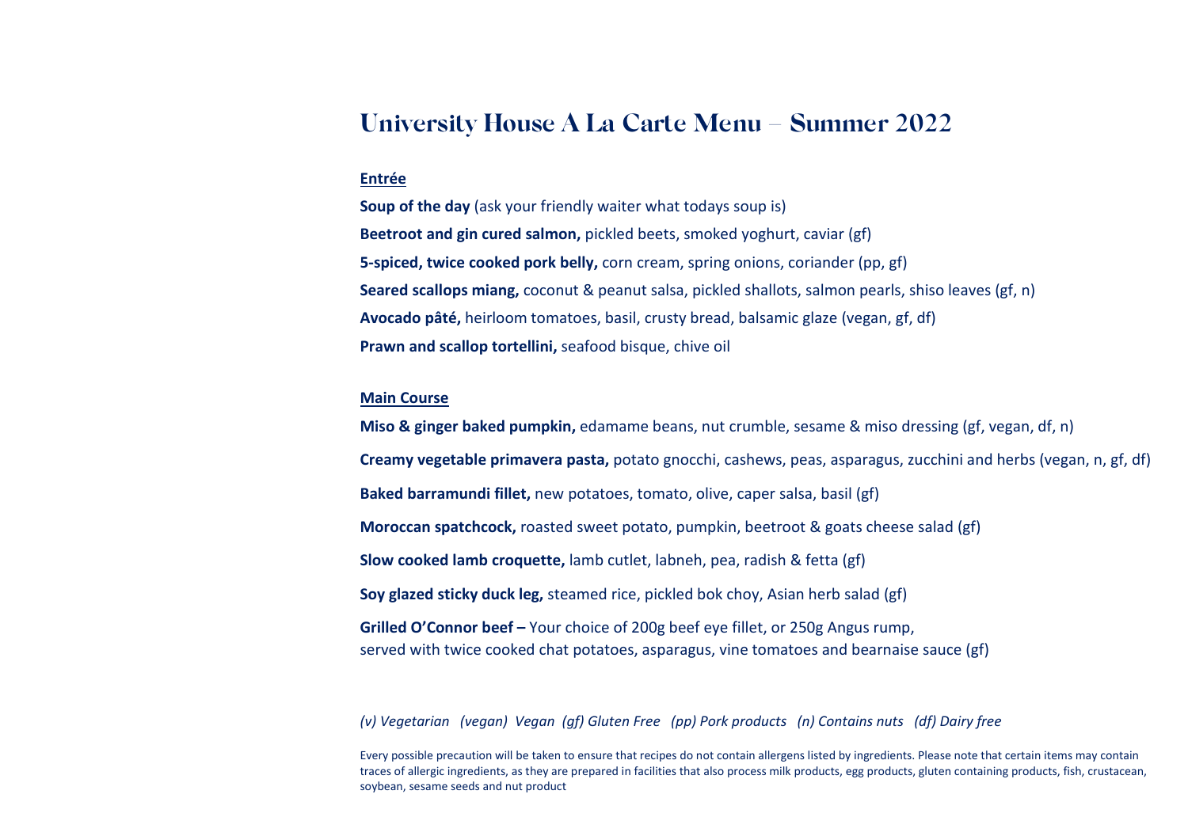# University House A La Carte Menu – Summer 2022

## Entrée

**Soup of the day** (ask your friendly waiter what todays soup is)

**Beetroot and gin cured salmon,** pickled beets, smoked yoghurt, caviar (gf)

**5-spiced, twice cooked pork belly,** corn cream, spring onions, coriander (pp, gf)

**Seared scallops miang,** coconut & peanut salsa, pickled shallots, salmon pearls, shiso leaves (gf, n)

**Avocado pâté,** heirloom tomatoes, basil, crusty bread, balsamic glaze (vegan, gf, df)

**Prawn and scallop tortellini,** seafood bisque, chive oil

## Main Course

**Miso & ginger baked pumpkin,** edamame beans, nut crumble, sesame & miso dressing (gf, vegan, df, n)

**Creamy vegetable primavera pasta,** potato gnocchi, cashews, peas, asparagus, zucchini and herbs (vegan, n, gf, df)

**Baked barramundi fillet,** new potatoes, tomato, olive, caper salsa, basil (gf)

**Moroccan spatchcock,** roasted sweet potato, pumpkin, beetroot & goats cheese salad (gf)

**Slow cooked lamb croquette,** lamb cutlet, labneh, pea, radish & fetta (gf)

**Soy glazed sticky duck leg,** steamed rice, pickled bok choy, Asian herb salad (gf)

**Grilled O'Connor beef –** Your choice of 200g beef eye fillet, or 250g Angus rump,
served with twice cooked chat potatoes, asparagus, vine tomatoes and bearnaise sauce (gf)

*(v) Vegetarian (vegan) Vegan (gf) Gluten Free (pp) Pork products (n) Contains nuts (df) Dairy free*

Every possible precaution will be taken to ensure that recipes do not contain allergens listed by ingredients. Please note that certain items may contain traces of allergic ingredients, as they are prepared in facilities that also process milk products, egg products, gluten containing products, fish, crustacean, soybean, sesame seeds and nut product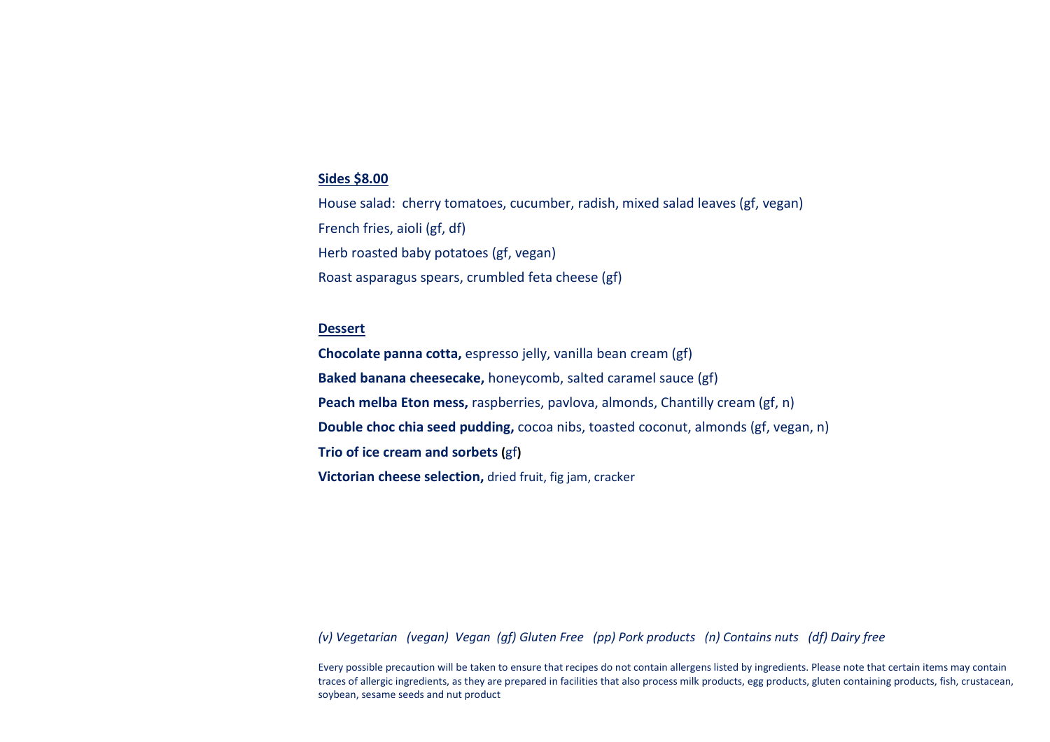**Sides $8.00**

House salad: cherry tomatoes, cucumber, radish, mixed salad leaves (gf, vegan)

French fries, aioli (gf, df)

Herb roasted baby potatoes (gf, vegan)

Roast asparagus spears, crumbled feta cheese (gf)

**Dessert**

**Chocolate panna cotta,** espresso jelly, vanilla bean cream (gf)

**Baked banana cheesecake,** honeycomb, salted caramel sauce (gf)

**Peach melba Eton mess,** raspberries, pavlova, almonds, Chantilly cream (gf, n)

**Double choc chia seed pudding,** cocoa nibs, toasted coconut, almonds (gf, vegan, n)

**Trio of ice cream and sorbets (**gf**)**

**Victorian cheese selection,** dried fruit, fig jam, cracker

*(v) Vegetarian (vegan) Vegan (gf) Gluten Free (pp) Pork products (n) Contains nuts (df) Dairy free*

Every possible precaution will be taken to ensure that recipes do not contain allergens listed by ingredients. Please note that certain items may contain traces of allergic ingredients, as they are prepared in facilities that also process milk products, egg products, gluten containing products, fish, crustacean, soybean, sesame seeds and nut product